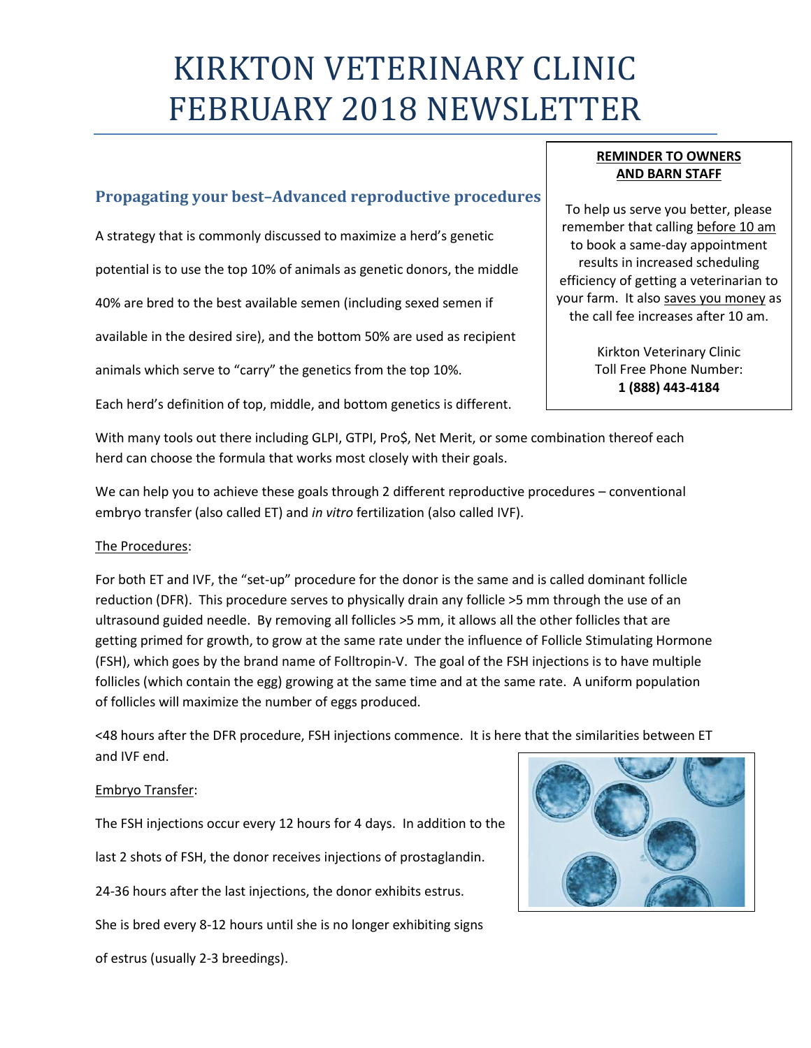# KIRKTON VETERINARY CLINIC FEBRUARY 2018 NEWSLETTER

## Propagating your best–Advanced reproductive procedures

A strategy that is commonly discussed to maximize a herd's genetic potential is to use the top 10% of animals as genetic donors, the middle 40% are bred to the best available semen (including sexed semen if available in the desired sire), and the bottom 50% are used as recipient animals which serve to "carry" the genetics from the top 10%.

Each herd's definition of top, middle, and bottom genetics is different.

With many tools out there including GLPI, GTPI, Pro$, Net Merit, or some combination thereof each herd can choose the formula that works most closely with their goals.

We can help you to achieve these goals through 2 different reproductive procedures – conventional embryo transfer (also called ET) and *in vitro* fertilization (also called IVF).

**REMINDER TO OWNERS AND BARN STAFF**

To help us serve you better, please remember that calling before 10 am to book a same-day appointment results in increased scheduling efficiency of getting a veterinarian to your farm. It also saves you money as the call fee increases after 10 am.

Kirkton Veterinary Clinic
Toll Free Phone Number:
**1 (888) 443-4184**

The Procedures:

For both ET and IVF, the "set-up" procedure for the donor is the same and is called dominant follicle reduction (DFR). This procedure serves to physically drain any follicle >5 mm through the use of an ultrasound guided needle. By removing all follicles >5 mm, it allows all the other follicles that are getting primed for growth, to grow at the same rate under the influence of Follicle Stimulating Hormone (FSH), which goes by the brand name of Folltropin-V. The goal of the FSH injections is to have multiple follicles (which contain the egg) growing at the same time and at the same rate. A uniform population of follicles will maximize the number of eggs produced.

<48 hours after the DFR procedure, FSH injections commence. It is here that the similarities between ET and IVF end.

Embryo Transfer:

The FSH injections occur every 12 hours for 4 days. In addition to the last 2 shots of FSH, the donor receives injections of prostaglandin. 24-36 hours after the last injections, the donor exhibits estrus. She is bred every 8-12 hours until she is no longer exhibiting signs of estrus (usually 2-3 breedings).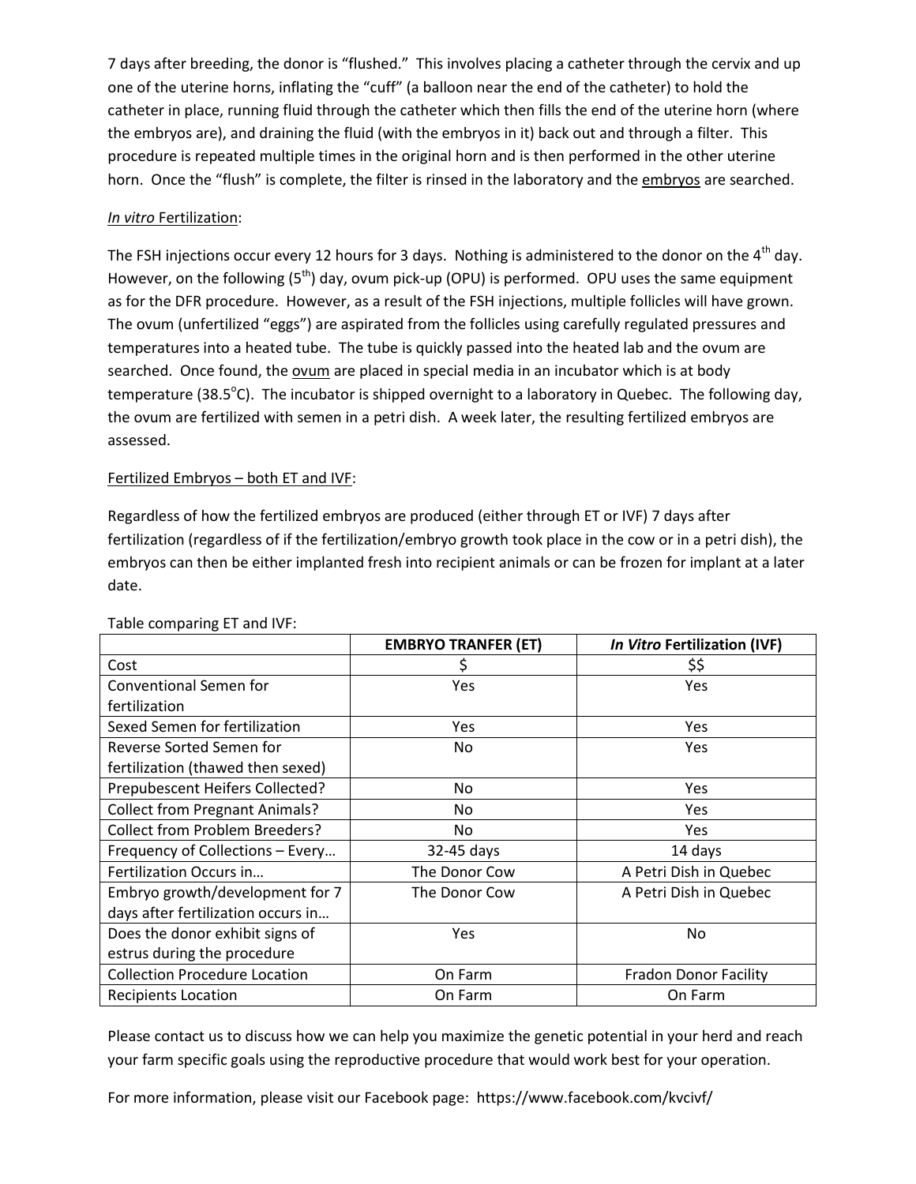7 days after breeding, the donor is "flushed." This involves placing a catheter through the cervix and up one of the uterine horns, inflating the "cuff" (a balloon near the end of the catheter) to hold the catheter in place, running fluid through the catheter which then fills the end of the uterine horn (where the embryos are), and draining the fluid (with the embryos in it) back out and through a filter. This procedure is repeated multiple times in the original horn and is then performed in the other uterine horn. Once the "flush" is complete, the filter is rinsed in the laboratory and the embryos are searched.

*In vitro* Fertilization:

The FSH injections occur every 12 hours for 3 days. Nothing is administered to the donor on the 4th day. However, on the following (5th) day, ovum pick-up (OPU) is performed. OPU uses the same equipment as for the DFR procedure. However, as a result of the FSH injections, multiple follicles will have grown. The ovum (unfertilized "eggs") are aspirated from the follicles using carefully regulated pressures and temperatures into a heated tube. The tube is quickly passed into the heated lab and the ovum are searched. Once found, the ovum are placed in special media in an incubator which is at body temperature (38.5°C). The incubator is shipped overnight to a laboratory in Quebec. The following day, the ovum are fertilized with semen in a petri dish. A week later, the resulting fertilized embryos are assessed.

Fertilized Embryos – both ET and IVF:

Regardless of how the fertilized embryos are produced (either through ET or IVF) 7 days after fertilization (regardless of if the fertilization/embryo growth took place in the cow or in a petri dish), the embryos can then be either implanted fresh into recipient animals or can be frozen for implant at a later date.

Table comparing ET and IVF:

| | **EMBRYO TRANFER (ET)** | ***In Vitro* Fertilization (IVF)** |
|---|---|---|
| Cost | $ | $$ |
| Conventional Semen for fertilization | Yes | Yes |
| Sexed Semen for fertilization | Yes | Yes |
| Reverse Sorted Semen for fertilization (thawed then sexed) | No | Yes |
| Prepubescent Heifers Collected? | No | Yes |
| Collect from Pregnant Animals? | No | Yes |
| Collect from Problem Breeders? | No | Yes |
| Frequency of Collections – Every… | 32-45 days | 14 days |
| Fertilization Occurs in… | The Donor Cow | A Petri Dish in Quebec |
| Embryo growth/development for 7 days after fertilization occurs in… | The Donor Cow | A Petri Dish in Quebec |
| Does the donor exhibit signs of estrus during the procedure | Yes | No |
| Collection Procedure Location | On Farm | Fradon Donor Facility |
| Recipients Location | On Farm | On Farm |

Please contact us to discuss how we can help you maximize the genetic potential in your herd and reach your farm specific goals using the reproductive procedure that would work best for your operation.

For more information, please visit our Facebook page: https://www.facebook.com/kvcivf/